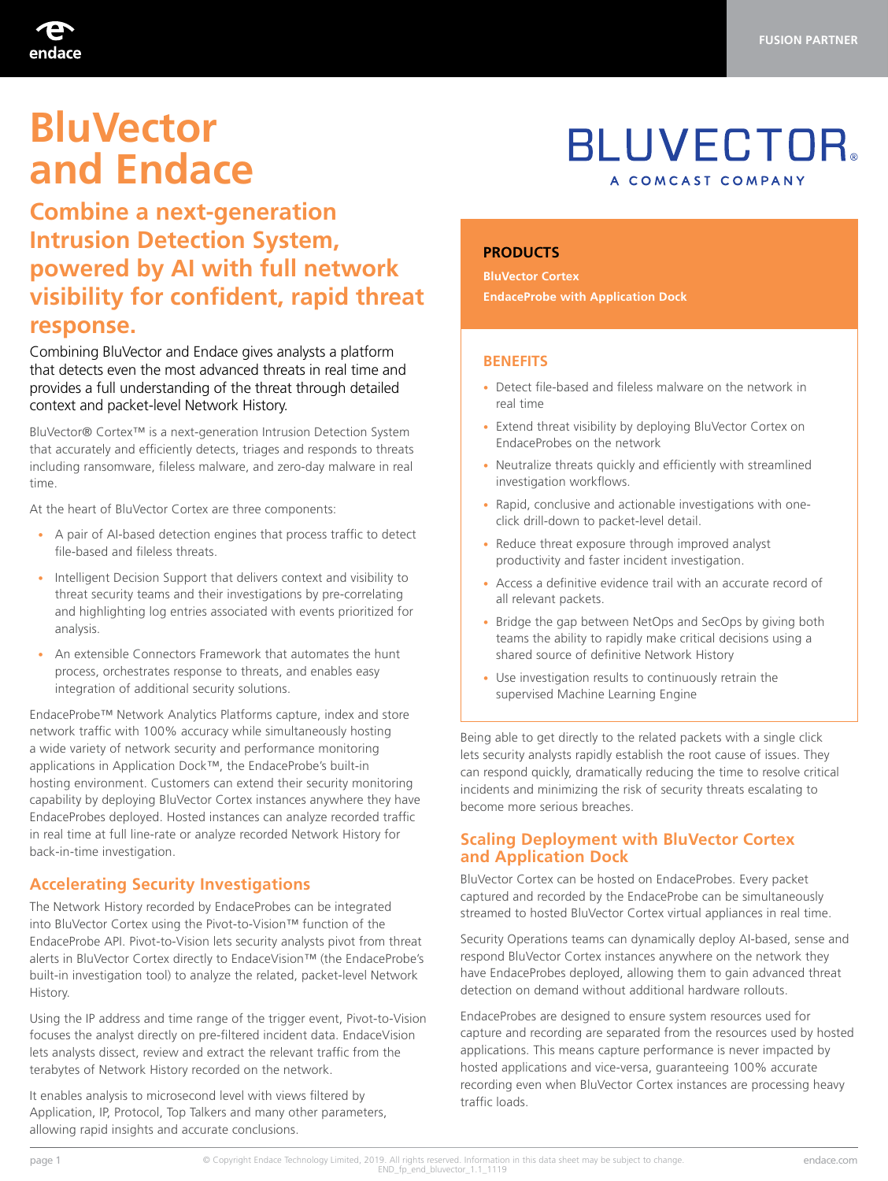FUSION PARTNER

# BluVector and Endace

## Combine a next-generation Intrusion Detection System, powered by AI with full network visibility for confident, rapid threat response.

Combining BluVector and Endace gives analysts a platform that detects even the most advanced threats in real time and provides a full understanding of the threat through detailed context and packet-level Network History.

BluVector® Cortex™ is a next-generation Intrusion Detection System that accurately and efficiently detects, triages and responds to threats including ransomware, fileless malware, and zero-day malware in real time.

At the heart of BluVector Cortex are three components:

- A pair of AI-based detection engines that process traffic to detect file-based and fileless threats.
- Intelligent Decision Support that delivers context and visibility to threat security teams and their investigations by pre-correlating and highlighting log entries associated with events prioritized for analysis.
- An extensible Connectors Framework that automates the hunt process, orchestrates response to threats, and enables easy integration of additional security solutions.

EndaceProbe™ Network Analytics Platforms capture, index and store network traffic with 100% accuracy while simultaneously hosting a wide variety of network security and performance monitoring applications in Application Dock™, the EndaceProbe's built-in hosting environment. Customers can extend their security monitoring capability by deploying BluVector Cortex instances anywhere they have EndaceProbes deployed. Hosted instances can analyze recorded traffic in real time at full line-rate or analyze recorded Network History for back-in-time investigation.

### Accelerating Security Investigations

The Network History recorded by EndaceProbes can be integrated into BluVector Cortex using the Pivot-to-Vision™ function of the EndaceProbe API. Pivot-to-Vision lets security analysts pivot from threat alerts in BluVector Cortex directly to EndaceVision™ (the EndaceProbe's built-in investigation tool) to analyze the related, packet-level Network History.

Using the IP address and time range of the trigger event, Pivot-to-Vision focuses the analyst directly on pre-filtered incident data. EndaceVision lets analysts dissect, review and extract the relevant traffic from the terabytes of Network History recorded on the network.

It enables analysis to microsecond level with views filtered by Application, IP, Protocol, Top Talkers and many other parameters, allowing rapid insights and accurate conclusions.

BLUVECTOR®
A COMCAST COMPANY

**PRODUCTS**

**BluVector Cortex**
**EndaceProbe with Application Dock**

**BENEFITS**

- Detect file-based and fileless malware on the network in real time
- Extend threat visibility by deploying BluVector Cortex on EndaceProbes on the network
- Neutralize threats quickly and efficiently with streamlined investigation workflows.
- Rapid, conclusive and actionable investigations with one-click drill-down to packet-level detail.
- Reduce threat exposure through improved analyst productivity and faster incident investigation.
- Access a definitive evidence trail with an accurate record of all relevant packets.
- Bridge the gap between NetOps and SecOps by giving both teams the ability to rapidly make critical decisions using a shared source of definitive Network History
- Use investigation results to continuously retrain the supervised Machine Learning Engine

Being able to get directly to the related packets with a single click lets security analysts rapidly establish the root cause of issues. They can respond quickly, dramatically reducing the time to resolve critical incidents and minimizing the risk of security threats escalating to become more serious breaches.

### Scaling Deployment with BluVector Cortex and Application Dock

BluVector Cortex can be hosted on EndaceProbes. Every packet captured and recorded by the EndaceProbe can be simultaneously streamed to hosted BluVector Cortex virtual appliances in real time.

Security Operations teams can dynamically deploy AI-based, sense and respond BluVector Cortex instances anywhere on the network they have EndaceProbes deployed, allowing them to gain advanced threat detection on demand without additional hardware rollouts.

EndaceProbes are designed to ensure system resources used for capture and recording are separated from the resources used by hosted applications. This means capture performance is never impacted by hosted applications and vice-versa, guaranteeing 100% accurate recording even when BluVector Cortex instances are processing heavy traffic loads.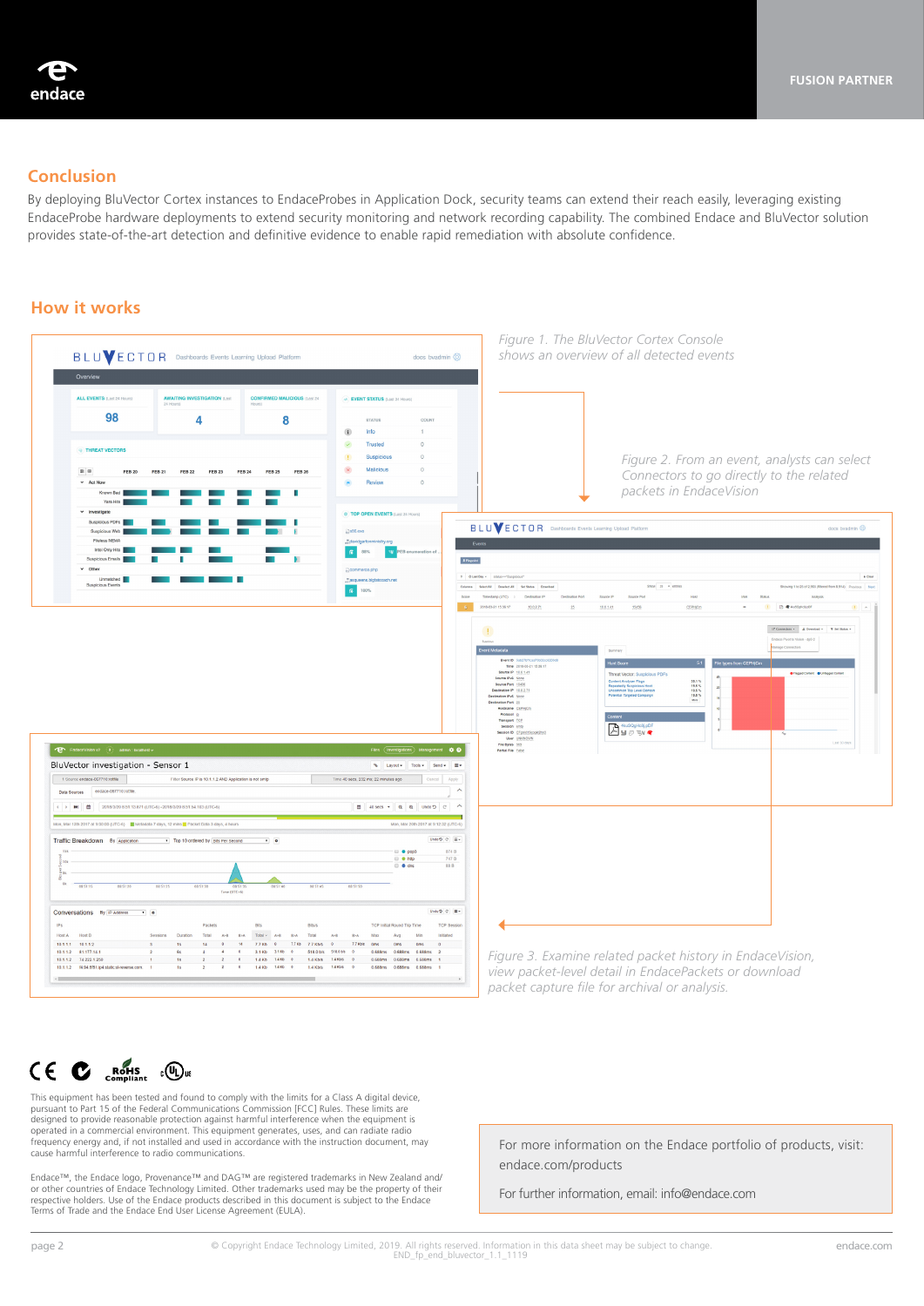## Conclusion

By deploying BluVector Cortex instances to EndaceProbes in Application Dock, security teams can extend their reach easily, leveraging existing EndaceProbe hardware deployments to extend security monitoring and network recording capability. The combined Endace and BluVector solution provides state-of-the-art detection and definitive evidence to enable rapid remediation with absolute confidence.

## How it works

*Figure 1. The BluVector Cortex Console shows an overview of all detected events*

*Figure 2. From an event, analysts can select Connectors to go directly to the related packets in EndaceVision*

*Figure 3. Examine related packet history in EndaceVision, view packet-level detail in EndacePackets or download packet capture file for archival or analysis.*

This equipment has been tested and found to comply with the limits for a Class A digital device, pursuant to Part 15 of the Federal Communications Commission [FCC] Rules. These limits are designed to provide reasonable protection against harmful interference when the equipment is operated in a commercial environment. This equipment generates, uses, and can radiate radio frequency energy and, if not installed and used in accordance with the instruction document, may cause harmful interference to radio communications.

Endace™, the Endace logo, Provenance™ and DAG™ are registered trademarks in New Zealand and/ or other countries of Endace Technology Limited. Other trademarks used may be the property of their respective holders. Use of the Endace products described in this document is subject to the Endace Terms of Trade and the Endace End User License Agreement (EULA).

For more information on the Endace portfolio of products, visit: endace.com/products

For further information, email: info@endace.com

© Copyright Endace Technology Limited, 2019. All rights reserved. Information in this data sheet may be subject to change.
END_fp_end_bluvector_1.1_1119